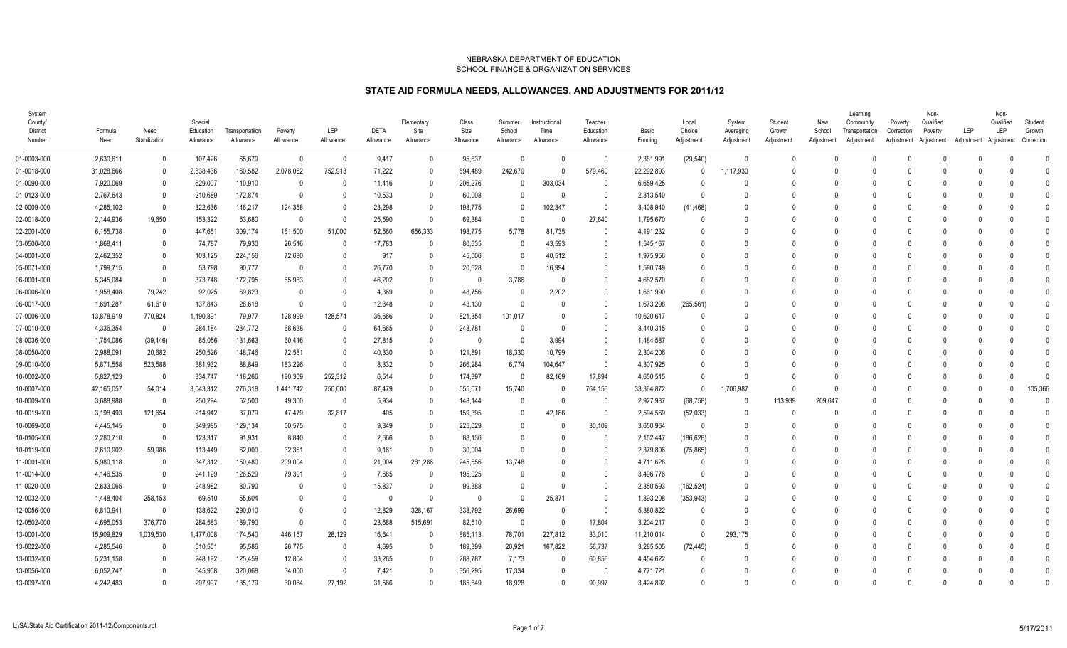NEBRASKA DEPARTMENT OF EDUCATION
SCHOOL FINANCE & ORGANIZATION SERVICES

# STATE AID FORMULA NEEDS, ALLOWANCES, AND ADJUSTMENTS FOR 2011/12

| System County/ District Number | Formula Need | Need Stabilization | Special Education Allowance | Transportation Allowance | Poverty Allowance | LEP Allowance | DETA Allowance | Elementary Site Allowance | Class Size Allowance | Summer School Allowance | Instructional Time Allowance | Teacher Education Allowance | Basic Funding | Local Choice Adjustment | System Averaging Adjustment | Student Growth Adjustment | New School Adjustment | Learning Community Transportation Adjustment | Poverty Correction Adjustment | Non-Qualified Poverty Adjustment | LEP Adjustment | Non-Qualified LEP Adjustment | Student Growth Correction |
|---|---|---|---|---|---|---|---|---|---|---|---|---|---|---|---|---|---|---|---|---|---|---|---|
| 01-0003-000 | 2,630,611 | 0 | 107,426 | 65,679 | 0 | 0 | 9,417 | 0 | 95,637 | 0 | 0 | 0 | 2,381,991 | (29,540) | 0 | 0 | 0 | 0 | 0 | 0 | 0 | 0 | 0 |
| 01-0018-000 | 31,028,666 | 0 | 2,838,436 | 160,582 | 2,078,062 | 752,913 | 71,222 | 0 | 894,489 | 242,679 | 0 | 579,460 | 22,292,893 | 0 | 1,117,930 | 0 | 0 | 0 | 0 | 0 | 0 | 0 | 0 |
| 01-0090-000 | 7,920,069 | 0 | 629,007 | 110,910 | 0 | 0 | 11,416 | 0 | 206,276 | 0 | 303,034 | 0 | 6,659,425 | 0 | 0 | 0 | 0 | 0 | 0 | 0 | 0 | 0 | 0 |
| 01-0123-000 | 2,767,643 | 0 | 210,689 | 172,874 | 0 | 0 | 10,533 | 0 | 60,008 | 0 | 0 | 0 | 2,313,540 | 0 | 0 | 0 | 0 | 0 | 0 | 0 | 0 | 0 | 0 |
| 02-0009-000 | 4,285,102 | 0 | 322,636 | 146,217 | 124,358 | 0 | 23,298 | 0 | 198,775 | 0 | 102,347 | 0 | 3,408,940 | (41,468) | 0 | 0 | 0 | 0 | 0 | 0 | 0 | 0 | 0 |
| 02-0018-000 | 2,144,936 | 19,650 | 153,322 | 53,680 | 0 | 0 | 25,590 | 0 | 69,384 | 0 | 0 | 27,640 | 1,795,670 | 0 | 0 | 0 | 0 | 0 | 0 | 0 | 0 | 0 | 0 |
| 02-2001-000 | 6,155,738 | 0 | 447,651 | 309,174 | 161,500 | 51,000 | 52,560 | 656,333 | 198,775 | 5,778 | 81,735 | 0 | 4,191,232 | 0 | 0 | 0 | 0 | 0 | 0 | 0 | 0 | 0 | 0 |
| 03-0500-000 | 1,868,411 | 0 | 74,787 | 79,930 | 26,516 | 0 | 17,783 | 0 | 80,635 | 0 | 43,593 | 0 | 1,545,167 | 0 | 0 | 0 | 0 | 0 | 0 | 0 | 0 | 0 | 0 |
| 04-0001-000 | 2,462,352 | 0 | 103,125 | 224,156 | 72,680 | 0 | 917 | 0 | 45,006 | 0 | 40,512 | 0 | 1,975,956 | 0 | 0 | 0 | 0 | 0 | 0 | 0 | 0 | 0 | 0 |
| 05-0071-000 | 1,799,715 | 0 | 53,798 | 90,777 | 0 | 0 | 26,770 | 0 | 20,628 | 0 | 16,994 | 0 | 1,590,749 | 0 | 0 | 0 | 0 | 0 | 0 | 0 | 0 | 0 | 0 |
| 06-0001-000 | 5,345,084 | 0 | 373,748 | 172,795 | 65,983 | 0 | 46,202 | 0 | 0 | 3,786 | 0 | 0 | 4,682,570 | 0 | 0 | 0 | 0 | 0 | 0 | 0 | 0 | 0 | 0 |
| 06-0006-000 | 1,958,408 | 79,242 | 92,025 | 69,823 | 0 | 0 | 4,369 | 0 | 48,756 | 0 | 2,202 | 0 | 1,661,990 | 0 | 0 | 0 | 0 | 0 | 0 | 0 | 0 | 0 | 0 |
| 06-0017-000 | 1,691,287 | 61,610 | 137,843 | 28,618 | 0 | 0 | 12,348 | 0 | 43,130 | 0 | 0 | 0 | 1,673,298 | (265,561) | 0 | 0 | 0 | 0 | 0 | 0 | 0 | 0 | 0 |
| 07-0006-000 | 13,878,919 | 770,824 | 1,190,891 | 79,977 | 128,999 | 128,574 | 36,666 | 0 | 821,354 | 101,017 | 0 | 0 | 10,620,617 | 0 | 0 | 0 | 0 | 0 | 0 | 0 | 0 | 0 | 0 |
| 07-0010-000 | 4,336,354 | 0 | 284,184 | 234,772 | 68,638 | 0 | 64,665 | 0 | 243,781 | 0 | 0 | 0 | 3,440,315 | 0 | 0 | 0 | 0 | 0 | 0 | 0 | 0 | 0 | 0 |
| 08-0036-000 | 1,754,086 | (39,446) | 85,056 | 131,663 | 60,416 | 0 | 27,815 | 0 | 0 | 0 | 3,994 | 0 | 1,484,587 | 0 | 0 | 0 | 0 | 0 | 0 | 0 | 0 | 0 | 0 |
| 08-0050-000 | 2,988,091 | 20,682 | 250,526 | 148,746 | 72,581 | 0 | 40,330 | 0 | 121,891 | 18,330 | 10,799 | 0 | 2,304,206 | 0 | 0 | 0 | 0 | 0 | 0 | 0 | 0 | 0 | 0 |
| 09-0010-000 | 5,871,558 | 523,588 | 381,932 | 88,849 | 183,226 | 0 | 8,332 | 0 | 266,284 | 6,774 | 104,647 | 0 | 4,307,925 | 0 | 0 | 0 | 0 | 0 | 0 | 0 | 0 | 0 | 0 |
| 10-0002-000 | 5,827,123 | 0 | 334,747 | 118,266 | 190,309 | 252,312 | 6,514 | 0 | 174,397 | 0 | 82,169 | 17,894 | 4,650,515 | 0 | 0 | 0 | 0 | 0 | 0 | 0 | 0 | 0 | 0 |
| 10-0007-000 | 42,165,057 | 54,014 | 3,043,312 | 276,318 | 1,441,742 | 750,000 | 87,479 | 0 | 555,071 | 15,740 | 0 | 764,156 | 33,364,872 | 0 | 1,706,987 | 0 | 0 | 0 | 0 | 0 | 0 | 0 | 105,366 |
| 10-0009-000 | 3,688,988 | 0 | 250,294 | 52,500 | 49,300 | 0 | 5,934 | 0 | 148,144 | 0 | 0 | 0 | 2,927,987 | (68,758) | 0 | 113,939 | 209,647 | 0 | 0 | 0 | 0 | 0 | 0 |
| 10-0019-000 | 3,198,493 | 121,654 | 214,942 | 37,079 | 47,479 | 32,817 | 405 | 0 | 159,395 | 0 | 42,186 | 0 | 2,594,569 | (52,033) | 0 | 0 | 0 | 0 | 0 | 0 | 0 | 0 | 0 |
| 10-0069-000 | 4,445,145 | 0 | 349,985 | 129,134 | 50,575 | 0 | 9,349 | 0 | 225,029 | 0 | 0 | 30,109 | 3,650,964 | 0 | 0 | 0 | 0 | 0 | 0 | 0 | 0 | 0 | 0 |
| 10-0105-000 | 2,280,710 | 0 | 123,317 | 91,931 | 8,840 | 0 | 2,666 | 0 | 88,136 | 0 | 0 | 0 | 2,152,447 | (186,628) | 0 | 0 | 0 | 0 | 0 | 0 | 0 | 0 | 0 |
| 10-0119-000 | 2,610,902 | 59,986 | 113,449 | 62,000 | 32,361 | 0 | 9,161 | 0 | 30,004 | 0 | 0 | 0 | 2,379,806 | (75,865) | 0 | 0 | 0 | 0 | 0 | 0 | 0 | 0 | 0 |
| 11-0001-000 | 5,980,118 | 0 | 347,312 | 150,480 | 209,000 | 0 | 21,004 | 281,286 | 245,656 | 13,748 | 0 | 0 | 4,711,628 | 0 | 0 | 0 | 0 | 0 | 0 | 0 | 0 | 0 | 0 |
| 11-0014-000 | 4,146,535 | 0 | 241,129 | 126,529 | 79,391 | 0 | 7,685 | 0 | 195,025 | 0 | 0 | 0 | 3,496,776 | 0 | 0 | 0 | 0 | 0 | 0 | 0 | 0 | 0 | 0 |
| 11-0020-000 | 2,633,065 | 0 | 248,982 | 80,790 | 0 | 0 | 15,837 | 0 | 99,388 | 0 | 0 | 0 | 2,350,593 | (162,524) | 0 | 0 | 0 | 0 | 0 | 0 | 0 | 0 | 0 |
| 12-0032-000 | 1,448,404 | 258,153 | 69,510 | 55,604 | 0 | 0 | 0 | 0 | 0 | 0 | 25,871 | 0 | 1,393,208 | (353,943) | 0 | 0 | 0 | 0 | 0 | 0 | 0 | 0 | 0 |
| 12-0056-000 | 6,810,941 | 0 | 438,622 | 290,010 | 0 | 0 | 12,829 | 328,167 | 333,792 | 26,699 | 0 | 0 | 5,380,822 | 0 | 0 | 0 | 0 | 0 | 0 | 0 | 0 | 0 | 0 |
| 12-0502-000 | 4,695,053 | 376,770 | 284,583 | 189,790 | 0 | 0 | 23,688 | 515,691 | 82,510 | 0 | 0 | 17,804 | 3,204,217 | 0 | 0 | 0 | 0 | 0 | 0 | 0 | 0 | 0 | 0 |
| 13-0001-000 | 15,909,829 | 1,039,530 | 1,477,008 | 174,540 | 446,157 | 28,129 | 16,641 | 0 | 885,113 | 78,701 | 227,812 | 33,010 | 11,210,014 | 0 | 293,175 | 0 | 0 | 0 | 0 | 0 | 0 | 0 | 0 |
| 13-0022-000 | 4,285,546 | 0 | 510,551 | 95,586 | 26,775 | 0 | 4,695 | 0 | 189,399 | 20,921 | 167,822 | 56,737 | 3,285,505 | (72,445) | 0 | 0 | 0 | 0 | 0 | 0 | 0 | 0 | 0 |
| 13-0032-000 | 5,231,158 | 0 | 248,192 | 125,459 | 12,804 | 0 | 33,265 | 0 | 288,787 | 7,173 | 0 | 60,856 | 4,454,622 | 0 | 0 | 0 | 0 | 0 | 0 | 0 | 0 | 0 | 0 |
| 13-0056-000 | 6,052,747 | 0 | 545,908 | 320,068 | 34,000 | 0 | 7,421 | 0 | 356,295 | 17,334 | 0 | 0 | 4,771,721 | 0 | 0 | 0 | 0 | 0 | 0 | 0 | 0 | 0 | 0 |
| 13-0097-000 | 4,242,483 | 0 | 297,997 | 135,179 | 30,084 | 27,192 | 31,566 | 0 | 185,649 | 18,928 | 0 | 90,997 | 3,424,892 | 0 | 0 | 0 | 0 | 0 | 0 | 0 | 0 | 0 | 0 |

L:\SA\State Aid Certification 2011-12\Components.rpt 5/17/2011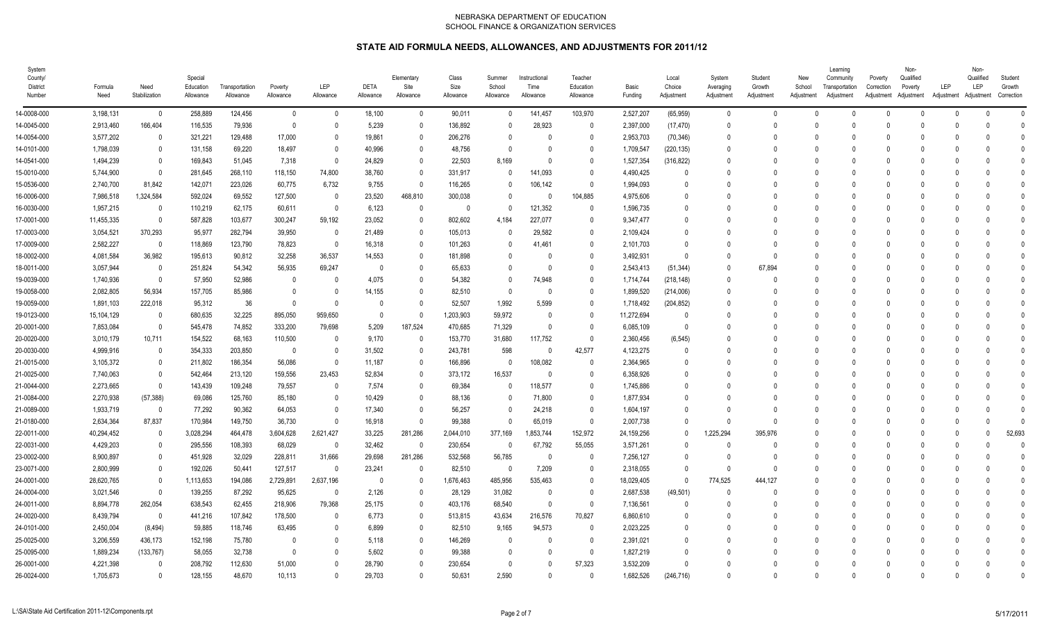NEBRASKA DEPARTMENT OF EDUCATION
SCHOOL FINANCE & ORGANIZATION SERVICES

# STATE AID FORMULA NEEDS, ALLOWANCES, AND ADJUSTMENTS FOR 2011/12

| System County/ District Number | Formula Need | Need Stabilization | Special Education Allowance | Transportation Allowance | Poverty Allowance | LEP Allowance | DETA Allowance | Elementary Site Allowance | Class Size Allowance | Summer School Allowance | Instructional Time Allowance | Teacher Education Allowance | Basic Funding | Local Choice Adjustment | System Averaging Adjustment | Student Growth Adjustment | New School Adjustment | Learning Community Transportation Adjustment | Poverty Correction Adjustment | Non-Qualified Poverty Adjustment | LEP Adjustment | Non-Qualified LEP Adjustment | Student Growth Correction |
|---|---|---|---|---|---|---|---|---|---|---|---|---|---|---|---|---|---|---|---|---|---|---|---|
| 14-0008-000 | 3,198,131 | 0 | 258,889 | 124,456 | 0 | 0 | 18,100 | 0 | 90,011 | 0 | 141,457 | 103,970 | 2,527,207 | (65,959) | 0 | 0 | 0 | 0 | 0 | 0 | 0 | 0 | 0 |
| 14-0045-000 | 2,913,460 | 166,404 | 116,535 | 79,936 | 0 | 0 | 5,239 | 0 | 136,892 | 0 | 28,923 | 0 | 2,397,000 | (17,470) | 0 | 0 | 0 | 0 | 0 | 0 | 0 | 0 | 0 |
| 14-0054-000 | 3,577,202 | 0 | 321,221 | 129,488 | 17,000 | 0 | 19,861 | 0 | 206,276 | 0 | 0 | 0 | 2,953,703 | (70,346) | 0 | 0 | 0 | 0 | 0 | 0 | 0 | 0 | 0 |
| 14-0101-000 | 1,798,039 | 0 | 131,158 | 69,220 | 18,497 | 0 | 40,996 | 0 | 48,756 | 0 | 0 | 0 | 1,709,547 | (220,135) | 0 | 0 | 0 | 0 | 0 | 0 | 0 | 0 | 0 |
| 14-0541-000 | 1,494,239 | 0 | 169,843 | 51,045 | 7,318 | 0 | 24,829 | 0 | 22,503 | 8,169 | 0 | 0 | 1,527,354 | (316,822) | 0 | 0 | 0 | 0 | 0 | 0 | 0 | 0 | 0 |
| 15-0010-000 | 5,744,900 | 0 | 281,645 | 268,110 | 118,150 | 74,800 | 38,760 | 0 | 331,917 | 0 | 141,093 | 0 | 4,490,425 | 0 | 0 | 0 | 0 | 0 | 0 | 0 | 0 | 0 | 0 |
| 15-0536-000 | 2,740,700 | 81,842 | 142,071 | 223,026 | 60,775 | 6,732 | 9,755 | 0 | 116,265 | 0 | 106,142 | 0 | 1,994,093 | 0 | 0 | 0 | 0 | 0 | 0 | 0 | 0 | 0 | 0 |
| 16-0006-000 | 7,986,518 | 1,324,584 | 592,024 | 69,552 | 127,500 | 0 | 23,520 | 468,810 | 300,038 | 0 | 0 | 104,885 | 4,975,606 | 0 | 0 | 0 | 0 | 0 | 0 | 0 | 0 | 0 | 0 |
| 16-0030-000 | 1,957,215 | 0 | 110,219 | 62,175 | 60,611 | 0 | 6,123 | 0 | 0 | 0 | 121,352 | 0 | 1,596,735 | 0 | 0 | 0 | 0 | 0 | 0 | 0 | 0 | 0 | 0 |
| 17-0001-000 | 11,455,335 | 0 | 587,828 | 103,677 | 300,247 | 59,192 | 23,052 | 0 | 802,602 | 4,184 | 227,077 | 0 | 9,347,477 | 0 | 0 | 0 | 0 | 0 | 0 | 0 | 0 | 0 | 0 |
| 17-0003-000 | 3,054,521 | 370,293 | 95,977 | 282,794 | 39,950 | 0 | 21,489 | 0 | 105,013 | 0 | 29,582 | 0 | 2,109,424 | 0 | 0 | 0 | 0 | 0 | 0 | 0 | 0 | 0 | 0 |
| 17-0009-000 | 2,582,227 | 0 | 118,869 | 123,790 | 78,823 | 0 | 16,318 | 0 | 101,263 | 0 | 41,461 | 0 | 2,101,703 | 0 | 0 | 0 | 0 | 0 | 0 | 0 | 0 | 0 | 0 |
| 18-0002-000 | 4,081,584 | 36,982 | 195,613 | 90,812 | 32,258 | 36,537 | 14,553 | 0 | 181,898 | 0 | 0 | 0 | 3,492,931 | 0 | 0 | 0 | 0 | 0 | 0 | 0 | 0 | 0 | 0 |
| 18-0011-000 | 3,057,944 | 0 | 251,824 | 54,342 | 56,935 | 69,247 | 0 | 0 | 65,633 | 0 | 0 | 0 | 2,543,413 | (51,344) | 0 | 67,894 | 0 | 0 | 0 | 0 | 0 | 0 | 0 |
| 19-0039-000 | 1,740,936 | 0 | 57,950 | 52,986 | 0 | 0 | 4,075 | 0 | 54,382 | 0 | 74,948 | 0 | 1,714,744 | (218,148) | 0 | 0 | 0 | 0 | 0 | 0 | 0 | 0 | 0 |
| 19-0058-000 | 2,082,805 | 56,934 | 157,705 | 85,986 | 0 | 0 | 14,155 | 0 | 82,510 | 0 | 0 | 0 | 1,899,520 | (214,006) | 0 | 0 | 0 | 0 | 0 | 0 | 0 | 0 | 0 |
| 19-0059-000 | 1,891,103 | 222,018 | 95,312 | 36 | 0 | 0 | 0 | 0 | 52,507 | 1,992 | 5,599 | 0 | 1,718,492 | (204,852) | 0 | 0 | 0 | 0 | 0 | 0 | 0 | 0 | 0 |
| 19-0123-000 | 15,104,129 | 0 | 680,635 | 32,225 | 895,050 | 959,650 | 0 | 0 | 1,203,903 | 59,972 | 0 | 0 | 11,272,694 | 0 | 0 | 0 | 0 | 0 | 0 | 0 | 0 | 0 | 0 |
| 20-0001-000 | 7,853,084 | 0 | 545,478 | 74,852 | 333,200 | 79,698 | 5,209 | 187,524 | 470,685 | 71,329 | 0 | 0 | 6,085,109 | 0 | 0 | 0 | 0 | 0 | 0 | 0 | 0 | 0 | 0 |
| 20-0020-000 | 3,010,179 | 10,711 | 154,522 | 68,163 | 110,500 | 0 | 9,170 | 0 | 153,770 | 31,680 | 117,752 | 0 | 2,360,456 | (6,545) | 0 | 0 | 0 | 0 | 0 | 0 | 0 | 0 | 0 |
| 20-0030-000 | 4,999,916 | 0 | 354,333 | 203,850 | 0 | 0 | 31,502 | 0 | 243,781 | 598 | 0 | 42,577 | 4,123,275 | 0 | 0 | 0 | 0 | 0 | 0 | 0 | 0 | 0 | 0 |
| 21-0015-000 | 3,105,372 | 0 | 211,802 | 186,354 | 56,086 | 0 | 11,187 | 0 | 166,896 | 0 | 108,082 | 0 | 2,364,965 | 0 | 0 | 0 | 0 | 0 | 0 | 0 | 0 | 0 | 0 |
| 21-0025-000 | 7,740,063 | 0 | 542,464 | 213,120 | 159,556 | 23,453 | 52,834 | 0 | 373,172 | 16,537 | 0 | 0 | 6,358,926 | 0 | 0 | 0 | 0 | 0 | 0 | 0 | 0 | 0 | 0 |
| 21-0044-000 | 2,273,665 | 0 | 143,439 | 109,248 | 79,557 | 0 | 7,574 | 0 | 69,384 | 0 | 118,577 | 0 | 1,745,886 | 0 | 0 | 0 | 0 | 0 | 0 | 0 | 0 | 0 | 0 |
| 21-0084-000 | 2,270,938 | (57,388) | 69,086 | 125,760 | 85,180 | 0 | 10,429 | 0 | 88,136 | 0 | 71,800 | 0 | 1,877,934 | 0 | 0 | 0 | 0 | 0 | 0 | 0 | 0 | 0 | 0 |
| 21-0089-000 | 1,933,719 | 0 | 77,292 | 90,362 | 64,053 | 0 | 17,340 | 0 | 56,257 | 0 | 24,218 | 0 | 1,604,197 | 0 | 0 | 0 | 0 | 0 | 0 | 0 | 0 | 0 | 0 |
| 21-0180-000 | 2,634,364 | 87,837 | 170,984 | 149,750 | 36,730 | 0 | 16,918 | 0 | 99,388 | 0 | 65,019 | 0 | 2,007,738 | 0 | 0 | 0 | 0 | 0 | 0 | 0 | 0 | 0 | 0 |
| 22-0011-000 | 40,294,452 | 0 | 3,028,294 | 464,478 | 3,604,628 | 2,621,427 | 33,225 | 281,286 | 2,044,010 | 377,169 | 1,853,744 | 152,972 | 24,159,256 | 0 | 1,225,294 | 395,976 | 0 | 0 | 0 | 0 | 0 | 0 | 52,693 |
| 22-0031-000 | 4,429,203 | 0 | 295,556 | 108,393 | 68,029 | 0 | 32,462 | 0 | 230,654 | 0 | 67,792 | 55,055 | 3,571,261 | 0 | 0 | 0 | 0 | 0 | 0 | 0 | 0 | 0 | 0 |
| 23-0002-000 | 8,900,897 | 0 | 451,928 | 32,029 | 228,811 | 31,666 | 29,698 | 281,286 | 532,568 | 56,785 | 0 | 0 | 7,256,127 | 0 | 0 | 0 | 0 | 0 | 0 | 0 | 0 | 0 | 0 |
| 23-0071-000 | 2,800,999 | 0 | 192,026 | 50,441 | 127,517 | 0 | 23,241 | 0 | 82,510 | 0 | 7,209 | 0 | 2,318,055 | 0 | 0 | 0 | 0 | 0 | 0 | 0 | 0 | 0 | 0 |
| 24-0001-000 | 28,620,765 | 0 | 1,113,653 | 194,086 | 2,729,891 | 2,637,196 | 0 | 0 | 1,676,463 | 485,956 | 535,463 | 0 | 18,029,405 | 0 | 774,525 | 444,127 | 0 | 0 | 0 | 0 | 0 | 0 | 0 |
| 24-0004-000 | 3,021,546 | 0 | 139,255 | 87,292 | 95,625 | 0 | 2,126 | 0 | 28,129 | 31,082 | 0 | 0 | 2,687,538 | (49,501) | 0 | 0 | 0 | 0 | 0 | 0 | 0 | 0 | 0 |
| 24-0011-000 | 8,894,778 | 262,054 | 638,543 | 62,455 | 218,906 | 79,368 | 25,175 | 0 | 403,176 | 68,540 | 0 | 0 | 7,136,561 | 0 | 0 | 0 | 0 | 0 | 0 | 0 | 0 | 0 | 0 |
| 24-0020-000 | 8,439,794 | 0 | 441,216 | 107,842 | 178,500 | 0 | 6,773 | 0 | 513,815 | 43,634 | 216,576 | 70,827 | 6,860,610 | 0 | 0 | 0 | 0 | 0 | 0 | 0 | 0 | 0 | 0 |
| 24-0101-000 | 2,450,004 | (8,494) | 59,885 | 118,746 | 63,495 | 0 | 6,899 | 0 | 82,510 | 9,165 | 94,573 | 0 | 2,023,225 | 0 | 0 | 0 | 0 | 0 | 0 | 0 | 0 | 0 | 0 |
| 25-0025-000 | 3,206,559 | 436,173 | 152,198 | 75,780 | 0 | 0 | 5,118 | 0 | 146,269 | 0 | 0 | 0 | 2,391,021 | 0 | 0 | 0 | 0 | 0 | 0 | 0 | 0 | 0 | 0 |
| 25-0095-000 | 1,889,234 | (133,767) | 58,055 | 32,738 | 0 | 0 | 5,602 | 0 | 99,388 | 0 | 0 | 0 | 1,827,219 | 0 | 0 | 0 | 0 | 0 | 0 | 0 | 0 | 0 | 0 |
| 26-0001-000 | 4,221,398 | 0 | 208,792 | 112,630 | 51,000 | 0 | 28,790 | 0 | 230,654 | 0 | 0 | 57,323 | 3,532,209 | 0 | 0 | 0 | 0 | 0 | 0 | 0 | 0 | 0 | 0 |
| 26-0024-000 | 1,705,673 | 0 | 128,155 | 48,670 | 10,113 | 0 | 29,703 | 0 | 50,631 | 2,590 | 0 | 0 | 1,682,526 | (246,716) | 0 | 0 | 0 | 0 | 0 | 0 | 0 | 0 | 0 |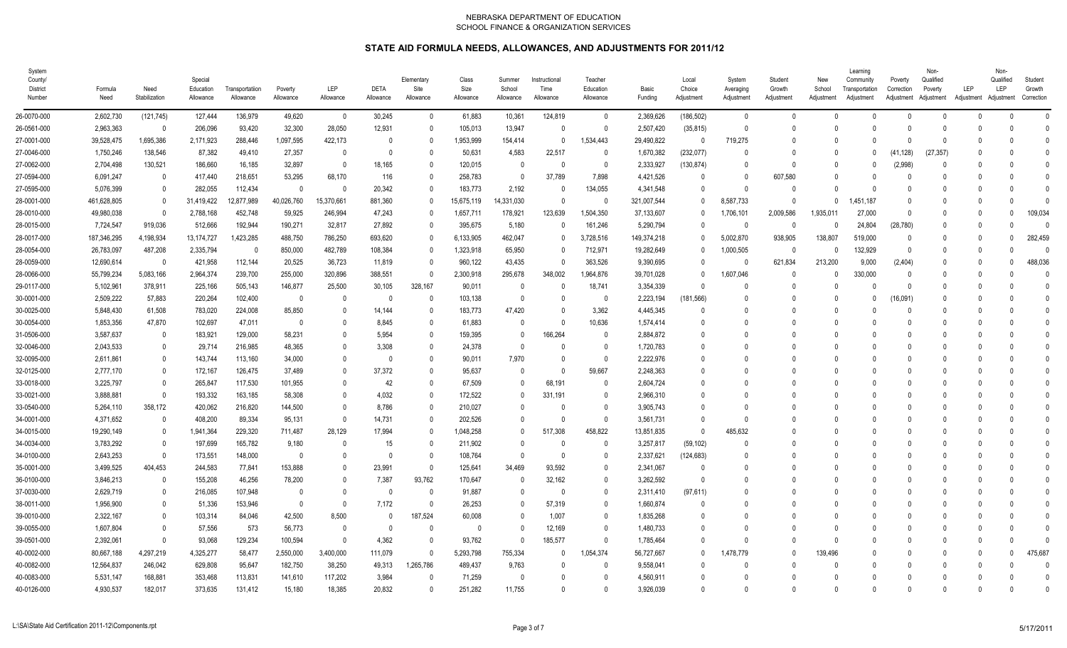NEBRASKA DEPARTMENT OF EDUCATION
SCHOOL FINANCE & ORGANIZATION SERVICES

# STATE AID FORMULA NEEDS, ALLOWANCES, AND ADJUSTMENTS FOR 2011/12

| System County/ District Number | Formula Need | Need Stabilization | Special Education Allowance | Transportation Allowance | Poverty Allowance | LEP Allowance | DETA Allowance | Elementary Site Allowance | Class Size Allowance | Summer School Allowance | Instructional Time Allowance | Teacher Education Allowance | Basic Funding | Local Choice Adjustment | System Averaging Adjustment | Student Growth Adjustment | New School Adjustment | Learning Community Transportation Adjustment | Poverty Correction Adjustment | Non-Qualified Poverty Adjustment | LEP Adjustment | Non-Qualified LEP Adjustment | Student Growth Correction |
|---|---|---|---|---|---|---|---|---|---|---|---|---|---|---|---|---|---|---|---|---|---|---|---|
| 26-0070-000 | 2,602,730 | (121,745) | 127,444 | 136,979 | 49,620 | 0 | 30,245 | 0 | 61,883 | 10,361 | 124,819 | 0 | 2,369,626 | (186,502) | 0 | 0 | 0 | 0 | 0 | 0 | 0 | 0 | 0 |
| 26-0561-000 | 2,963,363 | 0 | 206,096 | 93,420 | 32,300 | 28,050 | 12,931 | 0 | 105,013 | 13,947 | 0 | 0 | 2,507,420 | (35,815) | 0 | 0 | 0 | 0 | 0 | 0 | 0 | 0 | 0 |
| 27-0001-000 | 39,528,475 | 1,695,386 | 2,171,923 | 288,446 | 1,097,595 | 422,173 | 0 | 0 | 1,953,999 | 154,414 | 0 | 1,534,443 | 29,490,822 | 0 | 719,275 | 0 | 0 | 0 | 0 | 0 | 0 | 0 | 0 |
| 27-0046-000 | 1,750,246 | 138,546 | 87,382 | 49,410 | 27,357 | 0 | 0 | 0 | 50,631 | 4,583 | 22,517 | 0 | 1,670,382 | (232,077) | 0 | 0 | 0 | 0 | (41,128) | (27,357) | 0 | 0 | 0 |
| 27-0062-000 | 2,704,498 | 130,521 | 186,660 | 16,185 | 32,897 | 0 | 18,165 | 0 | 120,015 | 0 | 0 | 0 | 2,333,927 | (130,874) | 0 | 0 | 0 | 0 | (2,998) | 0 | 0 | 0 | 0 |
| 27-0594-000 | 6,091,247 | 0 | 417,440 | 218,651 | 53,295 | 68,170 | 116 | 0 | 258,783 | 0 | 37,789 | 7,898 | 4,421,526 | 0 | 0 | 607,580 | 0 | 0 | 0 | 0 | 0 | 0 | 0 |
| 27-0595-000 | 5,076,399 | 0 | 282,055 | 112,434 | 0 | 0 | 20,342 | 0 | 183,773 | 2,192 | 0 | 134,055 | 4,341,548 | 0 | 0 | 0 | 0 | 0 | 0 | 0 | 0 | 0 | 0 |
| 28-0001-000 | 461,628,805 | 0 | 31,419,422 | 12,877,989 | 40,026,760 | 15,370,661 | 881,360 | 0 | 15,675,119 | 14,331,030 | 0 | 0 | 321,007,544 | 0 | 8,587,733 | 0 | 0 | 1,451,187 | 0 | 0 | 0 | 0 | 0 |
| 28-0010-000 | 49,980,038 | 0 | 2,788,168 | 452,748 | 59,925 | 246,994 | 47,243 | 0 | 1,657,711 | 178,921 | 123,639 | 1,504,350 | 37,133,607 | 0 | 1,706,101 | 2,009,586 | 1,935,011 | 27,000 | 0 | 0 | 0 | 0 | 109,034 |
| 28-0015-000 | 7,724,547 | 919,036 | 512,666 | 192,944 | 190,271 | 32,817 | 27,892 | 0 | 395,675 | 5,180 | 0 | 161,246 | 5,290,794 | 0 | 0 | 0 | 0 | 24,804 | (28,780) | 0 | 0 | 0 | 0 |
| 28-0017-000 | 187,346,295 | 4,198,934 | 13,174,727 | 1,423,285 | 488,750 | 786,250 | 693,620 | 0 | 6,133,905 | 462,047 | 0 | 3,728,516 | 149,374,218 | 0 | 5,002,870 | 938,905 | 138,807 | 519,000 | 0 | 0 | 0 | 0 | 282,459 |
| 28-0054-000 | 26,783,097 | 487,208 | 2,335,794 | 0 | 850,000 | 482,789 | 108,384 | 0 | 1,323,918 | 65,950 | 0 | 712,971 | 19,282,649 | 0 | 1,000,505 | 0 | 0 | 132,929 | 0 | 0 | 0 | 0 | 0 |
| 28-0059-000 | 12,690,614 | 0 | 421,958 | 112,144 | 20,525 | 36,723 | 11,819 | 0 | 960,122 | 43,435 | 0 | 363,526 | 9,390,695 | 0 | 0 | 621,834 | 213,200 | 9,000 | (2,404) | 0 | 0 | 0 | 488,036 |
| 28-0066-000 | 55,799,234 | 5,083,166 | 2,964,374 | 239,700 | 255,000 | 320,896 | 388,551 | 0 | 2,300,918 | 295,678 | 348,002 | 1,964,876 | 39,701,028 | 0 | 1,607,046 | 0 | 0 | 330,000 | 0 | 0 | 0 | 0 | 0 |
| 29-0117-000 | 5,102,961 | 378,911 | 225,166 | 505,143 | 146,877 | 25,500 | 30,105 | 328,167 | 90,011 | 0 | 0 | 18,741 | 3,354,339 | 0 | 0 | 0 | 0 | 0 | 0 | 0 | 0 | 0 | 0 |
| 30-0001-000 | 2,509,222 | 57,883 | 220,264 | 102,400 | 0 | 0 | 0 | 0 | 103,138 | 0 | 0 | 0 | 2,223,194 | (181,566) | 0 | 0 | 0 | 0 | (16,091) | 0 | 0 | 0 | 0 |
| 30-0025-000 | 5,848,430 | 61,508 | 783,020 | 224,008 | 85,850 | 0 | 14,144 | 0 | 183,773 | 47,420 | 0 | 3,362 | 4,445,345 | 0 | 0 | 0 | 0 | 0 | 0 | 0 | 0 | 0 | 0 |
| 30-0054-000 | 1,853,356 | 47,870 | 102,697 | 47,011 | 0 | 0 | 8,845 | 0 | 61,883 | 0 | 0 | 10,636 | 1,574,414 | 0 | 0 | 0 | 0 | 0 | 0 | 0 | 0 | 0 | 0 |
| 31-0506-000 | 3,587,637 | 0 | 183,921 | 129,000 | 58,231 | 0 | 5,954 | 0 | 159,395 | 0 | 166,264 | 0 | 2,884,872 | 0 | 0 | 0 | 0 | 0 | 0 | 0 | 0 | 0 | 0 |
| 32-0046-000 | 2,043,533 | 0 | 29,714 | 216,985 | 48,365 | 0 | 3,308 | 0 | 24,378 | 0 | 0 | 0 | 1,720,783 | 0 | 0 | 0 | 0 | 0 | 0 | 0 | 0 | 0 | 0 |
| 32-0095-000 | 2,611,861 | 0 | 143,744 | 113,160 | 34,000 | 0 | 0 | 0 | 90,011 | 7,970 | 0 | 0 | 2,222,976 | 0 | 0 | 0 | 0 | 0 | 0 | 0 | 0 | 0 | 0 |
| 32-0125-000 | 2,777,170 | 0 | 172,167 | 126,475 | 37,489 | 0 | 37,372 | 0 | 95,637 | 0 | 0 | 59,667 | 2,248,363 | 0 | 0 | 0 | 0 | 0 | 0 | 0 | 0 | 0 | 0 |
| 33-0018-000 | 3,225,797 | 0 | 265,847 | 117,530 | 101,955 | 0 | 42 | 0 | 67,509 | 0 | 68,191 | 0 | 2,604,724 | 0 | 0 | 0 | 0 | 0 | 0 | 0 | 0 | 0 | 0 |
| 33-0021-000 | 3,888,881 | 0 | 193,332 | 163,185 | 58,308 | 0 | 4,032 | 0 | 172,522 | 0 | 331,191 | 0 | 2,966,310 | 0 | 0 | 0 | 0 | 0 | 0 | 0 | 0 | 0 | 0 |
| 33-0540-000 | 5,264,110 | 358,172 | 420,062 | 216,820 | 144,500 | 0 | 8,786 | 0 | 210,027 | 0 | 0 | 0 | 3,905,743 | 0 | 0 | 0 | 0 | 0 | 0 | 0 | 0 | 0 | 0 |
| 34-0001-000 | 4,371,652 | 0 | 408,200 | 89,334 | 95,131 | 0 | 14,731 | 0 | 202,526 | 0 | 0 | 0 | 3,561,731 | 0 | 0 | 0 | 0 | 0 | 0 | 0 | 0 | 0 | 0 |
| 34-0015-000 | 19,290,149 | 0 | 1,941,364 | 229,320 | 711,487 | 28,129 | 17,994 | 0 | 1,048,258 | 0 | 517,308 | 458,822 | 13,851,835 | 0 | 485,632 | 0 | 0 | 0 | 0 | 0 | 0 | 0 | 0 |
| 34-0034-000 | 3,783,292 | 0 | 197,699 | 165,782 | 9,180 | 0 | 15 | 0 | 211,902 | 0 | 0 | 0 | 3,257,817 | (59,102) | 0 | 0 | 0 | 0 | 0 | 0 | 0 | 0 | 0 |
| 34-0100-000 | 2,643,253 | 0 | 173,551 | 148,000 | 0 | 0 | 0 | 0 | 108,764 | 0 | 0 | 0 | 2,337,621 | (124,683) | 0 | 0 | 0 | 0 | 0 | 0 | 0 | 0 | 0 |
| 35-0001-000 | 3,499,525 | 404,453 | 244,583 | 77,841 | 153,888 | 0 | 23,991 | 0 | 125,641 | 34,469 | 93,592 | 0 | 2,341,067 | 0 | 0 | 0 | 0 | 0 | 0 | 0 | 0 | 0 | 0 |
| 36-0100-000 | 3,846,213 | 0 | 155,208 | 46,256 | 78,200 | 0 | 7,387 | 93,762 | 170,647 | 0 | 32,162 | 0 | 3,262,592 | 0 | 0 | 0 | 0 | 0 | 0 | 0 | 0 | 0 | 0 |
| 37-0030-000 | 2,629,719 | 0 | 216,085 | 107,948 | 0 | 0 | 0 | 0 | 91,887 | 0 | 0 | 0 | 2,311,410 | (97,611) | 0 | 0 | 0 | 0 | 0 | 0 | 0 | 0 | 0 |
| 38-0011-000 | 1,956,900 | 0 | 51,336 | 153,946 | 0 | 0 | 7,172 | 0 | 26,253 | 0 | 57,319 | 0 | 1,660,874 | 0 | 0 | 0 | 0 | 0 | 0 | 0 | 0 | 0 | 0 |
| 39-0010-000 | 2,322,167 | 0 | 103,314 | 84,046 | 42,500 | 8,500 | 0 | 187,524 | 60,008 | 0 | 1,007 | 0 | 1,835,268 | 0 | 0 | 0 | 0 | 0 | 0 | 0 | 0 | 0 | 0 |
| 39-0055-000 | 1,607,804 | 0 | 57,556 | 573 | 56,773 | 0 | 0 | 0 | 0 | 0 | 12,169 | 0 | 1,480,733 | 0 | 0 | 0 | 0 | 0 | 0 | 0 | 0 | 0 | 0 |
| 39-0501-000 | 2,392,061 | 0 | 93,068 | 129,234 | 100,594 | 0 | 4,362 | 0 | 93,762 | 0 | 185,577 | 0 | 1,785,464 | 0 | 0 | 0 | 0 | 0 | 0 | 0 | 0 | 0 | 0 |
| 40-0002-000 | 80,667,188 | 4,297,219 | 4,325,277 | 58,477 | 2,550,000 | 3,400,000 | 111,079 | 0 | 5,293,798 | 755,334 | 0 | 1,054,374 | 56,727,667 | 0 | 1,478,779 | 0 | 139,496 | 0 | 0 | 0 | 0 | 0 | 475,687 |
| 40-0082-000 | 12,564,837 | 246,042 | 629,808 | 95,647 | 182,750 | 38,250 | 49,313 | 1,265,786 | 489,437 | 9,763 | 0 | 0 | 9,558,041 | 0 | 0 | 0 | 0 | 0 | 0 | 0 | 0 | 0 | 0 |
| 40-0083-000 | 5,531,147 | 168,881 | 353,468 | 113,831 | 141,610 | 117,202 | 3,984 | 0 | 71,259 | 0 | 0 | 0 | 4,560,911 | 0 | 0 | 0 | 0 | 0 | 0 | 0 | 0 | 0 | 0 |
| 40-0126-000 | 4,930,537 | 182,017 | 373,635 | 131,412 | 15,180 | 18,385 | 20,832 | 0 | 251,282 | 11,755 | 0 | 0 | 3,926,039 | 0 | 0 | 0 | 0 | 0 | 0 | 0 | 0 | 0 | 0 |

L:\SA\State Aid Certification 2011-12\Components.rpt — 5/17/2011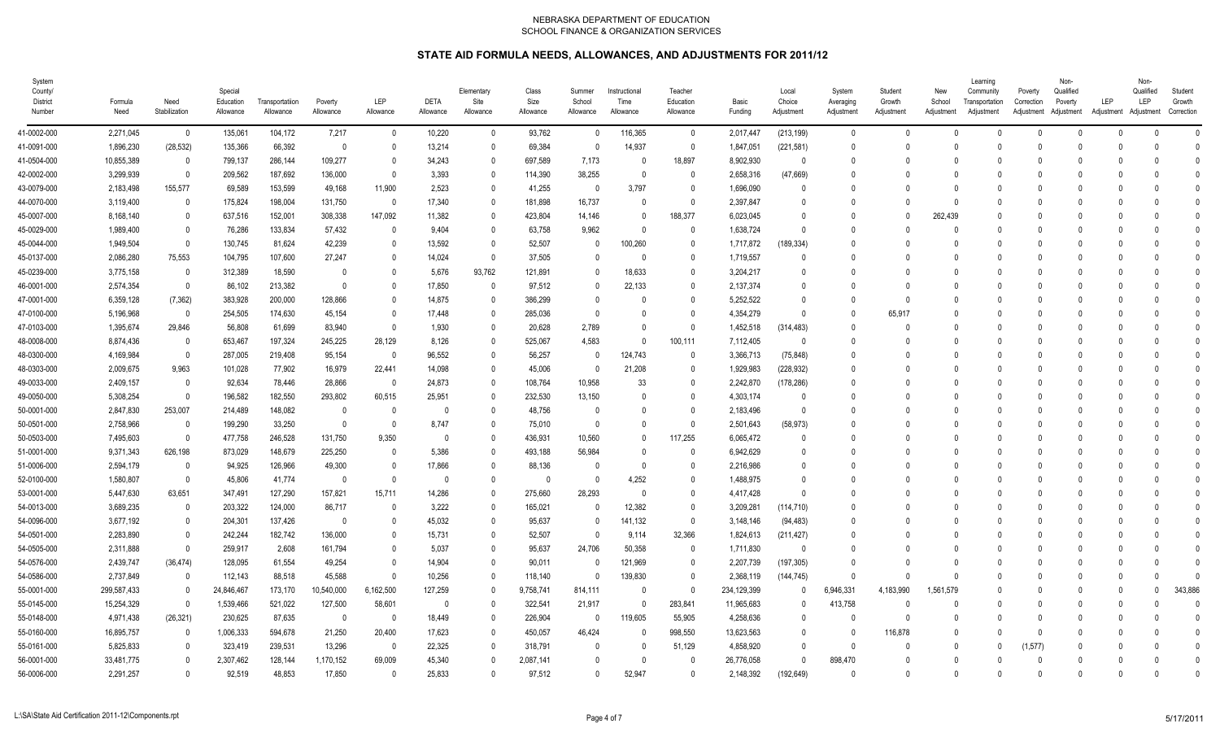NEBRASKA DEPARTMENT OF EDUCATION
SCHOOL FINANCE & ORGANIZATION SERVICES

# STATE AID FORMULA NEEDS, ALLOWANCES, AND ADJUSTMENTS FOR 2011/12

| System County/ District Number | Formula Need | Need Stabilization | Special Education Allowance | Transportation Allowance | Poverty Allowance | LEP Allowance | DETA Allowance | Elementary Site Allowance | Class Size Allowance | Summer School Allowance | Instructional Time Allowance | Teacher Education Allowance | Basic Funding | Local Choice Adjustment | System Averaging Adjustment | Student Growth Adjustment | New School Adjustment | Learning Community Transportation Adjustment | Poverty Correction Adjustment | Non-Qualified Poverty Adjustment | LEP Adjustment | Non-Qualified LEP Adjustment | Student Growth Correction |
|---|---|---|---|---|---|---|---|---|---|---|---|---|---|---|---|---|---|---|---|---|---|---|---|
| 41-0002-000 | 2,271,045 | 0 | 135,061 | 104,172 | 7,217 | 0 | 10,220 | 0 | 93,762 | 0 | 116,365 | 0 | 2,017,447 | (213,199) | 0 | 0 | 0 | 0 | 0 | 0 | 0 | 0 | 0 |
| 41-0091-000 | 1,896,230 | (28,532) | 135,366 | 66,392 | 0 | 0 | 13,214 | 0 | 69,384 | 0 | 14,937 | 0 | 1,847,051 | (221,581) | 0 | 0 | 0 | 0 | 0 | 0 | 0 | 0 | 0 |
| 41-0504-000 | 10,855,389 | 0 | 799,137 | 286,144 | 109,277 | 0 | 34,243 | 0 | 697,589 | 7,173 | 0 | 18,897 | 8,902,930 | 0 | 0 | 0 | 0 | 0 | 0 | 0 | 0 | 0 | 0 |
| 42-0002-000 | 3,299,939 | 0 | 209,562 | 187,692 | 136,000 | 0 | 3,393 | 0 | 114,390 | 38,255 | 0 | 0 | 2,658,316 | (47,669) | 0 | 0 | 0 | 0 | 0 | 0 | 0 | 0 | 0 |
| 43-0079-000 | 2,183,498 | 155,577 | 69,589 | 153,599 | 49,168 | 11,900 | 2,523 | 0 | 41,255 | 0 | 3,797 | 0 | 1,696,090 | 0 | 0 | 0 | 0 | 0 | 0 | 0 | 0 | 0 | 0 |
| 44-0070-000 | 3,119,400 | 0 | 175,824 | 198,004 | 131,750 | 0 | 17,340 | 0 | 181,898 | 16,737 | 0 | 0 | 2,397,847 | 0 | 0 | 0 | 0 | 0 | 0 | 0 | 0 | 0 | 0 |
| 45-0007-000 | 8,168,140 | 0 | 637,516 | 152,001 | 308,338 | 147,092 | 11,382 | 0 | 423,804 | 14,146 | 0 | 188,377 | 6,023,045 | 0 | 0 | 0 | 262,439 | 0 | 0 | 0 | 0 | 0 | 0 |
| 45-0029-000 | 1,989,400 | 0 | 76,286 | 133,834 | 57,432 | 0 | 9,404 | 0 | 63,758 | 9,962 | 0 | 0 | 1,638,724 | 0 | 0 | 0 | 0 | 0 | 0 | 0 | 0 | 0 | 0 |
| 45-0044-000 | 1,949,504 | 0 | 130,745 | 81,624 | 42,239 | 0 | 13,592 | 0 | 52,507 | 0 | 100,260 | 0 | 1,717,872 | (189,334) | 0 | 0 | 0 | 0 | 0 | 0 | 0 | 0 | 0 |
| 45-0137-000 | 2,086,280 | 75,553 | 104,795 | 107,600 | 27,247 | 0 | 14,024 | 0 | 37,505 | 0 | 0 | 0 | 1,719,557 | 0 | 0 | 0 | 0 | 0 | 0 | 0 | 0 | 0 | 0 |
| 45-0239-000 | 3,775,158 | 0 | 312,389 | 18,590 | 0 | 0 | 5,676 | 93,762 | 121,891 | 0 | 18,633 | 0 | 3,204,217 | 0 | 0 | 0 | 0 | 0 | 0 | 0 | 0 | 0 | 0 |
| 46-0001-000 | 2,574,354 | 0 | 86,102 | 213,382 | 0 | 0 | 17,850 | 0 | 97,512 | 0 | 22,133 | 0 | 2,137,374 | 0 | 0 | 0 | 0 | 0 | 0 | 0 | 0 | 0 | 0 |
| 47-0001-000 | 6,359,128 | (7,362) | 383,928 | 200,000 | 128,866 | 0 | 14,875 | 0 | 386,299 | 0 | 0 | 0 | 5,252,522 | 0 | 0 | 0 | 0 | 0 | 0 | 0 | 0 | 0 | 0 |
| 47-0100-000 | 5,196,968 | 0 | 254,505 | 174,630 | 45,154 | 0 | 17,448 | 0 | 285,036 | 0 | 0 | 0 | 4,354,279 | 0 | 0 | 65,917 | 0 | 0 | 0 | 0 | 0 | 0 | 0 |
| 47-0103-000 | 1,395,674 | 29,846 | 56,808 | 61,699 | 83,940 | 0 | 1,930 | 0 | 20,628 | 2,789 | 0 | 0 | 1,452,518 | (314,483) | 0 | 0 | 0 | 0 | 0 | 0 | 0 | 0 | 0 |
| 48-0008-000 | 8,874,436 | 0 | 653,467 | 197,324 | 245,225 | 28,129 | 8,126 | 0 | 525,067 | 4,583 | 0 | 100,111 | 7,112,405 | 0 | 0 | 0 | 0 | 0 | 0 | 0 | 0 | 0 | 0 |
| 48-0300-000 | 4,169,984 | 0 | 287,005 | 219,408 | 95,154 | 0 | 96,552 | 0 | 56,257 | 0 | 124,743 | 0 | 3,366,713 | (75,848) | 0 | 0 | 0 | 0 | 0 | 0 | 0 | 0 | 0 |
| 48-0303-000 | 2,009,675 | 9,963 | 101,028 | 77,902 | 16,979 | 22,441 | 14,098 | 0 | 45,006 | 0 | 21,208 | 0 | 1,929,983 | (228,932) | 0 | 0 | 0 | 0 | 0 | 0 | 0 | 0 | 0 |
| 49-0033-000 | 2,409,157 | 0 | 92,634 | 78,446 | 28,866 | 0 | 24,873 | 0 | 108,764 | 10,958 | 33 | 0 | 2,242,870 | (178,286) | 0 | 0 | 0 | 0 | 0 | 0 | 0 | 0 | 0 |
| 49-0050-000 | 5,308,254 | 0 | 196,582 | 182,550 | 293,802 | 60,515 | 25,951 | 0 | 232,530 | 13,150 | 0 | 0 | 4,303,174 | 0 | 0 | 0 | 0 | 0 | 0 | 0 | 0 | 0 | 0 |
| 50-0001-000 | 2,847,830 | 253,007 | 214,489 | 148,082 | 0 | 0 | 0 | 0 | 48,756 | 0 | 0 | 0 | 2,183,496 | 0 | 0 | 0 | 0 | 0 | 0 | 0 | 0 | 0 | 0 |
| 50-0501-000 | 2,758,966 | 0 | 199,290 | 33,250 | 0 | 0 | 8,747 | 0 | 75,010 | 0 | 0 | 0 | 2,501,643 | (58,973) | 0 | 0 | 0 | 0 | 0 | 0 | 0 | 0 | 0 |
| 50-0503-000 | 7,495,603 | 0 | 477,758 | 246,528 | 131,750 | 9,350 | 0 | 0 | 436,931 | 10,560 | 0 | 117,255 | 6,065,472 | 0 | 0 | 0 | 0 | 0 | 0 | 0 | 0 | 0 | 0 |
| 51-0001-000 | 9,371,343 | 626,198 | 873,029 | 148,679 | 225,250 | 0 | 5,386 | 0 | 493,188 | 56,984 | 0 | 0 | 6,942,629 | 0 | 0 | 0 | 0 | 0 | 0 | 0 | 0 | 0 | 0 |
| 51-0006-000 | 2,594,179 | 0 | 94,925 | 126,966 | 49,300 | 0 | 17,866 | 0 | 88,136 | 0 | 0 | 0 | 2,216,986 | 0 | 0 | 0 | 0 | 0 | 0 | 0 | 0 | 0 | 0 |
| 52-0100-000 | 1,580,807 | 0 | 45,806 | 41,774 | 0 | 0 | 0 | 0 | 0 | 0 | 4,252 | 0 | 1,488,975 | 0 | 0 | 0 | 0 | 0 | 0 | 0 | 0 | 0 | 0 |
| 53-0001-000 | 5,447,630 | 63,651 | 347,491 | 127,290 | 157,821 | 15,711 | 14,286 | 0 | 275,660 | 28,293 | 0 | 0 | 4,417,428 | 0 | 0 | 0 | 0 | 0 | 0 | 0 | 0 | 0 | 0 |
| 54-0013-000 | 3,689,235 | 0 | 203,322 | 124,000 | 86,717 | 0 | 3,222 | 0 | 165,021 | 0 | 12,382 | 0 | 3,209,281 | (114,710) | 0 | 0 | 0 | 0 | 0 | 0 | 0 | 0 | 0 |
| 54-0096-000 | 3,677,192 | 0 | 204,301 | 137,426 | 0 | 0 | 45,032 | 0 | 95,637 | 0 | 141,132 | 0 | 3,148,146 | (94,483) | 0 | 0 | 0 | 0 | 0 | 0 | 0 | 0 | 0 |
| 54-0501-000 | 2,283,890 | 0 | 242,244 | 182,742 | 136,000 | 0 | 15,731 | 0 | 52,507 | 0 | 9,114 | 32,366 | 1,824,613 | (211,427) | 0 | 0 | 0 | 0 | 0 | 0 | 0 | 0 | 0 |
| 54-0505-000 | 2,311,888 | 0 | 259,917 | 2,608 | 161,794 | 0 | 5,037 | 0 | 95,637 | 24,706 | 50,358 | 0 | 1,711,830 | 0 | 0 | 0 | 0 | 0 | 0 | 0 | 0 | 0 | 0 |
| 54-0576-000 | 2,439,747 | (36,474) | 128,095 | 61,554 | 49,254 | 0 | 14,904 | 0 | 90,011 | 0 | 121,969 | 0 | 2,207,739 | (197,305) | 0 | 0 | 0 | 0 | 0 | 0 | 0 | 0 | 0 |
| 54-0586-000 | 2,737,849 | 0 | 112,143 | 88,518 | 45,588 | 0 | 10,256 | 0 | 118,140 | 0 | 139,830 | 0 | 2,368,119 | (144,745) | 0 | 0 | 0 | 0 | 0 | 0 | 0 | 0 | 0 |
| 55-0001-000 | 299,587,433 | 0 | 24,846,467 | 173,170 | 10,540,000 | 6,162,500 | 127,259 | 0 | 9,758,741 | 814,111 | 0 | 0 | 234,129,399 | 0 | 6,946,331 | 4,183,990 | 1,561,579 | 0 | 0 | 0 | 0 | 0 | 343,886 |
| 55-0145-000 | 15,254,329 | 0 | 1,539,466 | 521,022 | 127,500 | 58,601 | 0 | 0 | 322,541 | 21,917 | 0 | 283,841 | 11,965,683 | 0 | 413,758 | 0 | 0 | 0 | 0 | 0 | 0 | 0 | 0 |
| 55-0148-000 | 4,971,438 | (26,321) | 230,625 | 87,635 | 0 | 0 | 18,449 | 0 | 226,904 | 0 | 119,605 | 55,905 | 4,258,636 | 0 | 0 | 0 | 0 | 0 | 0 | 0 | 0 | 0 | 0 |
| 55-0160-000 | 16,895,757 | 0 | 1,006,333 | 594,678 | 21,250 | 20,400 | 17,623 | 0 | 450,057 | 46,424 | 0 | 998,550 | 13,623,563 | 0 | 0 | 116,878 | 0 | 0 | 0 | 0 | 0 | 0 | 0 |
| 55-0161-000 | 5,825,833 | 0 | 323,419 | 239,531 | 13,296 | 0 | 22,325 | 0 | 318,791 | 0 | 0 | 51,129 | 4,858,920 | 0 | 0 | 0 | 0 | 0 | (1,577) | 0 | 0 | 0 | 0 |
| 56-0001-000 | 33,481,775 | 0 | 2,307,462 | 128,144 | 1,170,152 | 69,009 | 45,340 | 0 | 2,087,141 | 0 | 0 | 0 | 26,776,058 | 0 | 898,470 | 0 | 0 | 0 | 0 | 0 | 0 | 0 | 0 |
| 56-0006-000 | 2,291,257 | 0 | 92,519 | 48,853 | 17,850 | 0 | 25,833 | 0 | 97,512 | 0 | 52,947 | 0 | 2,148,392 | (192,649) | 0 | 0 | 0 | 0 | 0 | 0 | 0 | 0 | 0 |

L:\SA\State Aid Certification 2011-12\Components.rpt 5/17/2011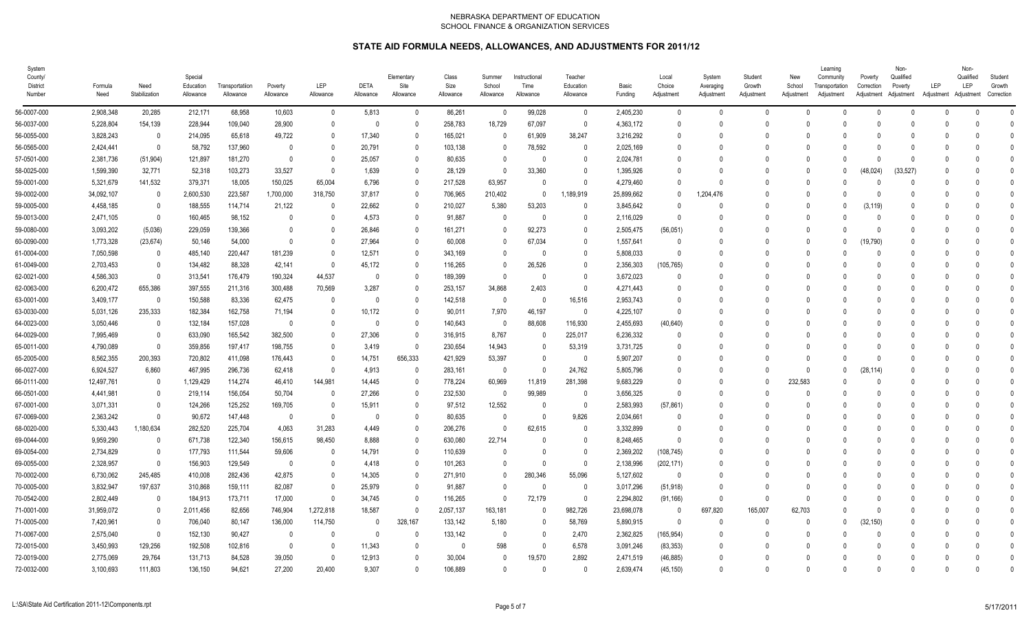NEBRASKA DEPARTMENT OF EDUCATION
SCHOOL FINANCE & ORGANIZATION SERVICES

# STATE AID FORMULA NEEDS, ALLOWANCES, AND ADJUSTMENTS FOR 2011/12

| System County/ District Number | Formula Need | Need Stabilization | Special Education Allowance | Transportation Allowance | Poverty Allowance | LEP Allowance | DETA Allowance | Elementary Site Allowance | Class Size Allowance | Summer School Allowance | Instructional Time Allowance | Teacher Education Allowance | Basic Funding | Local Choice Adjustment | System Averaging Adjustment | Student Growth Adjustment | New School Adjustment | Learning Community Transportation Adjustment | Poverty Correction Adjustment | Non-Qualified Poverty Adjustment | LEP Adjustment | Non-Qualified LEP Adjustment | Student Growth Correction |
|---|---|---|---|---|---|---|---|---|---|---|---|---|---|---|---|---|---|---|---|---|---|---|---|
| 56-0007-000 | 2,908,348 | 20,285 | 212,171 | 68,958 | 10,603 | 0 | 5,813 | 0 | 86,261 | 0 | 99,028 | 0 | 2,405,230 | 0 | 0 | 0 | 0 | 0 | 0 | 0 | 0 | 0 | 0 |
| 56-0037-000 | 5,228,804 | 154,139 | 228,944 | 109,040 | 28,900 | 0 | 0 | 0 | 258,783 | 18,729 | 67,097 | 0 | 4,363,172 | 0 | 0 | 0 | 0 | 0 | 0 | 0 | 0 | 0 | 0 |
| 56-0055-000 | 3,828,243 | 0 | 214,095 | 65,618 | 49,722 | 0 | 17,340 | 0 | 165,021 | 0 | 61,909 | 38,247 | 3,216,292 | 0 | 0 | 0 | 0 | 0 | 0 | 0 | 0 | 0 | 0 |
| 56-0565-000 | 2,424,441 | 0 | 58,792 | 137,960 | 0 | 0 | 20,791 | 0 | 103,138 | 0 | 78,592 | 0 | 2,025,169 | 0 | 0 | 0 | 0 | 0 | 0 | 0 | 0 | 0 | 0 |
| 57-0501-000 | 2,381,736 | (51,904) | 121,897 | 181,270 | 0 | 0 | 25,057 | 0 | 80,635 | 0 | 0 | 0 | 2,024,781 | 0 | 0 | 0 | 0 | 0 | 0 | 0 | 0 | 0 | 0 |
| 58-0025-000 | 1,599,390 | 32,771 | 52,318 | 103,273 | 33,527 | 0 | 1,639 | 0 | 28,129 | 0 | 33,360 | 0 | 1,395,926 | 0 | 0 | 0 | 0 | 0 | (48,024) | (33,527) | 0 | 0 | 0 |
| 59-0001-000 | 5,321,679 | 141,532 | 379,371 | 18,005 | 150,025 | 65,004 | 6,796 | 0 | 217,528 | 63,957 | 0 | 0 | 4,279,460 | 0 | 0 | 0 | 0 | 0 | 0 | 0 | 0 | 0 | 0 |
| 59-0002-000 | 34,092,107 | 0 | 2,600,530 | 223,587 | 1,700,000 | 318,750 | 37,817 | 0 | 706,965 | 210,402 | 0 | 1,189,919 | 25,899,662 | 0 | 1,204,476 | 0 | 0 | 0 | 0 | 0 | 0 | 0 | 0 |
| 59-0005-000 | 4,458,185 | 0 | 188,555 | 114,714 | 21,122 | 0 | 22,662 | 0 | 210,027 | 5,380 | 53,203 | 0 | 3,845,642 | 0 | 0 | 0 | 0 | 0 | (3,119) | 0 | 0 | 0 | 0 |
| 59-0013-000 | 2,471,105 | 0 | 160,465 | 98,152 | 0 | 0 | 4,573 | 0 | 91,887 | 0 | 0 | 0 | 2,116,029 | 0 | 0 | 0 | 0 | 0 | 0 | 0 | 0 | 0 | 0 |
| 59-0080-000 | 3,093,202 | (5,036) | 229,059 | 139,366 | 0 | 0 | 26,846 | 0 | 161,271 | 0 | 92,273 | 0 | 2,505,475 | (56,051) | 0 | 0 | 0 | 0 | 0 | 0 | 0 | 0 | 0 |
| 60-0090-000 | 1,773,328 | (23,674) | 50,146 | 54,000 | 0 | 0 | 27,964 | 0 | 60,008 | 0 | 67,034 | 0 | 1,557,641 | 0 | 0 | 0 | 0 | 0 | (19,790) | 0 | 0 | 0 | 0 |
| 61-0004-000 | 7,050,598 | 0 | 485,140 | 220,447 | 181,239 | 0 | 12,571 | 0 | 343,169 | 0 | 0 | 0 | 5,808,033 | 0 | 0 | 0 | 0 | 0 | 0 | 0 | 0 | 0 | 0 |
| 61-0049-000 | 2,703,453 | 0 | 134,482 | 88,328 | 42,141 | 0 | 45,172 | 0 | 116,265 | 0 | 26,526 | 0 | 2,356,303 | (105,765) | 0 | 0 | 0 | 0 | 0 | 0 | 0 | 0 | 0 |
| 62-0021-000 | 4,586,303 | 0 | 313,541 | 176,479 | 190,324 | 44,537 | 0 | 0 | 189,399 | 0 | 0 | 0 | 3,672,023 | 0 | 0 | 0 | 0 | 0 | 0 | 0 | 0 | 0 | 0 |
| 62-0063-000 | 6,200,472 | 655,386 | 397,555 | 211,316 | 300,488 | 70,569 | 3,287 | 0 | 253,157 | 34,868 | 2,403 | 0 | 4,271,443 | 0 | 0 | 0 | 0 | 0 | 0 | 0 | 0 | 0 | 0 |
| 63-0001-000 | 3,409,177 | 0 | 150,588 | 83,336 | 62,475 | 0 | 0 | 0 | 142,518 | 0 | 0 | 16,516 | 2,953,743 | 0 | 0 | 0 | 0 | 0 | 0 | 0 | 0 | 0 | 0 |
| 63-0030-000 | 5,031,126 | 235,333 | 182,384 | 162,758 | 71,194 | 0 | 10,172 | 0 | 90,011 | 7,970 | 46,197 | 0 | 4,225,107 | 0 | 0 | 0 | 0 | 0 | 0 | 0 | 0 | 0 | 0 |
| 64-0023-000 | 3,050,446 | 0 | 132,184 | 157,028 | 0 | 0 | 0 | 0 | 140,643 | 0 | 88,608 | 116,930 | 2,455,693 | (40,640) | 0 | 0 | 0 | 0 | 0 | 0 | 0 | 0 | 0 |
| 64-0029-000 | 7,995,469 | 0 | 633,090 | 165,542 | 382,500 | 0 | 27,306 | 0 | 316,915 | 8,767 | 0 | 225,017 | 6,236,332 | 0 | 0 | 0 | 0 | 0 | 0 | 0 | 0 | 0 | 0 |
| 65-0011-000 | 4,790,089 | 0 | 359,856 | 197,417 | 198,755 | 0 | 3,419 | 0 | 230,654 | 14,943 | 0 | 53,319 | 3,731,725 | 0 | 0 | 0 | 0 | 0 | 0 | 0 | 0 | 0 | 0 |
| 65-2005-000 | 8,562,355 | 200,393 | 720,802 | 411,098 | 176,443 | 0 | 14,751 | 656,333 | 421,929 | 53,397 | 0 | 0 | 5,907,207 | 0 | 0 | 0 | 0 | 0 | 0 | 0 | 0 | 0 | 0 |
| 66-0027-000 | 6,924,527 | 6,860 | 467,995 | 296,736 | 62,418 | 0 | 4,913 | 0 | 283,161 | 0 | 0 | 24,762 | 5,805,796 | 0 | 0 | 0 | 0 | 0 | (28,114) | 0 | 0 | 0 | 0 |
| 66-0111-000 | 12,497,761 | 0 | 1,129,429 | 114,274 | 46,410 | 144,981 | 14,445 | 0 | 778,224 | 60,969 | 11,819 | 281,398 | 9,683,229 | 0 | 0 | 0 | 232,583 | 0 | 0 | 0 | 0 | 0 | 0 |
| 66-0501-000 | 4,441,981 | 0 | 219,114 | 156,054 | 50,704 | 0 | 27,266 | 0 | 232,530 | 0 | 99,989 | 0 | 3,656,325 | 0 | 0 | 0 | 0 | 0 | 0 | 0 | 0 | 0 | 0 |
| 67-0001-000 | 3,071,331 | 0 | 124,266 | 125,252 | 169,705 | 0 | 15,911 | 0 | 97,512 | 12,552 | 0 | 0 | 2,583,993 | (57,861) | 0 | 0 | 0 | 0 | 0 | 0 | 0 | 0 | 0 |
| 67-0069-000 | 2,363,242 | 0 | 90,672 | 147,448 | 0 | 0 | 0 | 0 | 80,635 | 0 | 0 | 9,826 | 2,034,661 | 0 | 0 | 0 | 0 | 0 | 0 | 0 | 0 | 0 | 0 |
| 68-0020-000 | 5,330,443 | 1,180,634 | 282,520 | 225,704 | 4,063 | 31,283 | 4,449 | 0 | 206,276 | 0 | 62,615 | 0 | 3,332,899 | 0 | 0 | 0 | 0 | 0 | 0 | 0 | 0 | 0 | 0 |
| 69-0044-000 | 9,959,290 | 0 | 671,738 | 122,340 | 156,615 | 98,450 | 8,888 | 0 | 630,080 | 22,714 | 0 | 0 | 8,248,465 | 0 | 0 | 0 | 0 | 0 | 0 | 0 | 0 | 0 | 0 |
| 69-0054-000 | 2,734,829 | 0 | 177,793 | 111,544 | 59,606 | 0 | 14,791 | 0 | 110,639 | 0 | 0 | 0 | 2,369,202 | (108,745) | 0 | 0 | 0 | 0 | 0 | 0 | 0 | 0 | 0 |
| 69-0055-000 | 2,328,957 | 0 | 156,903 | 129,549 | 0 | 0 | 4,418 | 0 | 101,263 | 0 | 0 | 0 | 2,138,996 | (202,171) | 0 | 0 | 0 | 0 | 0 | 0 | 0 | 0 | 0 |
| 70-0002-000 | 6,730,062 | 245,485 | 410,008 | 282,436 | 42,875 | 0 | 14,305 | 0 | 271,910 | 0 | 280,346 | 55,096 | 5,127,602 | 0 | 0 | 0 | 0 | 0 | 0 | 0 | 0 | 0 | 0 |
| 70-0005-000 | 3,832,947 | 197,637 | 310,868 | 159,111 | 82,087 | 0 | 25,979 | 0 | 91,887 | 0 | 0 | 0 | 3,017,296 | (51,918) | 0 | 0 | 0 | 0 | 0 | 0 | 0 | 0 | 0 |
| 70-0542-000 | 2,802,449 | 0 | 184,913 | 173,711 | 17,000 | 0 | 34,745 | 0 | 116,265 | 0 | 72,179 | 0 | 2,294,802 | (91,166) | 0 | 0 | 0 | 0 | 0 | 0 | 0 | 0 | 0 |
| 71-0001-000 | 31,959,072 | 0 | 2,011,456 | 82,656 | 746,904 | 1,272,818 | 18,587 | 0 | 2,057,137 | 163,181 | 0 | 982,726 | 23,698,078 | 0 | 697,820 | 165,007 | 62,703 | 0 | 0 | 0 | 0 | 0 | 0 |
| 71-0005-000 | 7,420,961 | 0 | 706,040 | 80,147 | 136,000 | 114,750 | 0 | 328,167 | 133,142 | 5,180 | 0 | 58,769 | 5,890,915 | 0 | 0 | 0 | 0 | 0 | (32,150) | 0 | 0 | 0 | 0 |
| 71-0067-000 | 2,575,040 | 0 | 152,130 | 90,427 | 0 | 0 | 0 | 0 | 133,142 | 0 | 0 | 2,470 | 2,362,825 | (165,954) | 0 | 0 | 0 | 0 | 0 | 0 | 0 | 0 | 0 |
| 72-0015-000 | 3,450,993 | 129,256 | 192,508 | 102,816 | 0 | 0 | 11,343 | 0 | 0 | 598 | 0 | 6,578 | 3,091,246 | (83,353) | 0 | 0 | 0 | 0 | 0 | 0 | 0 | 0 | 0 |
| 72-0019-000 | 2,775,069 | 29,764 | 131,713 | 84,528 | 39,050 | 0 | 12,913 | 0 | 30,004 | 0 | 19,570 | 2,892 | 2,471,519 | (46,885) | 0 | 0 | 0 | 0 | 0 | 0 | 0 | 0 | 0 |
| 72-0032-000 | 3,100,693 | 111,803 | 136,150 | 94,621 | 27,200 | 20,400 | 9,307 | 0 | 106,889 | 0 | 0 | 0 | 2,639,474 | (45,150) | 0 | 0 | 0 | 0 | 0 | 0 | 0 | 0 | 0 |

L:\SA\State Aid Certification 2011-12\Components.rpt — 5/17/2011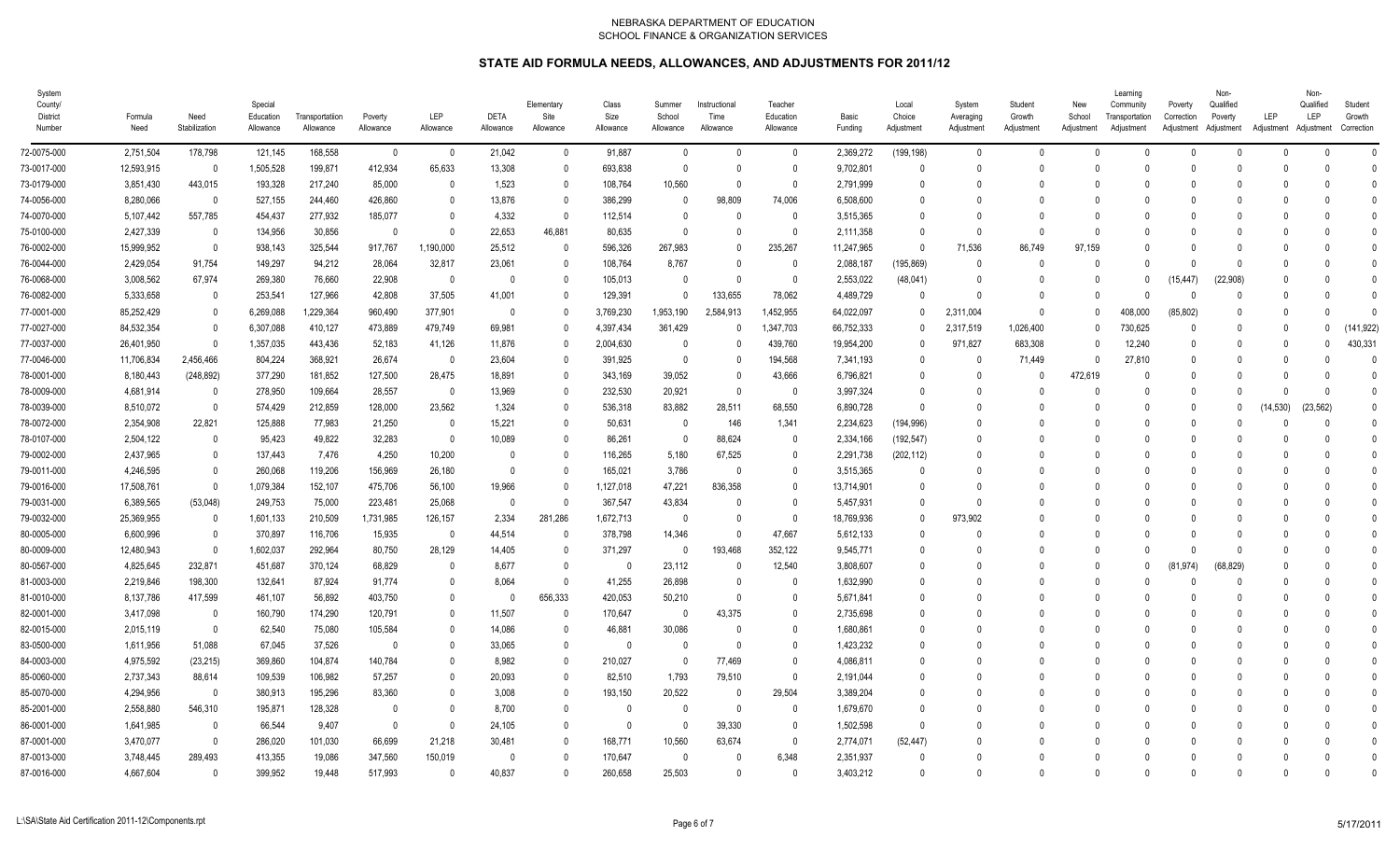NEBRASKA DEPARTMENT OF EDUCATION
SCHOOL FINANCE & ORGANIZATION SERVICES

## STATE AID FORMULA NEEDS, ALLOWANCES, AND ADJUSTMENTS FOR 2011/12

| System County/ District Number | Formula Need | Need Stabilization | Special Education Allowance | Transportation Allowance | Poverty Allowance | LEP Allowance | DETA Allowance | Elementary Site Allowance | Class Size Allowance | Summer School Allowance | Instructional Time Allowance | Teacher Education Allowance | Basic Funding | Local Choice Adjustment | System Averaging Adjustment | Student Growth Adjustment | New School Adjustment | Learning Community Transportation Adjustment | Poverty Correction Adjustment | Non-Qualified Poverty Adjustment | LEP Adjustment | Non-Qualified LEP Adjustment | Student Growth Correction |
|---|---|---|---|---|---|---|---|---|---|---|---|---|---|---|---|---|---|---|---|---|---|---|---|
| 72-0075-000 | 2,751,504 | 178,798 | 121,145 | 168,558 | 0 | 0 | 21,042 | 0 | 91,887 | 0 | 0 | 0 | 2,369,272 | (199,198) | 0 | 0 | 0 | 0 | 0 | 0 | 0 | 0 | 0 |
| 73-0017-000 | 12,593,915 | 0 | 1,505,528 | 199,871 | 412,934 | 65,633 | 13,308 | 0 | 693,838 | 0 | 0 | 0 | 9,702,801 | 0 | 0 | 0 | 0 | 0 | 0 | 0 | 0 | 0 | 0 |
| 73-0179-000 | 3,851,430 | 443,015 | 193,328 | 217,240 | 85,000 | 0 | 1,523 | 0 | 108,764 | 10,560 | 0 | 0 | 2,791,999 | 0 | 0 | 0 | 0 | 0 | 0 | 0 | 0 | 0 | 0 |
| 74-0056-000 | 8,280,066 | 0 | 527,155 | 244,460 | 426,860 | 0 | 13,876 | 0 | 386,299 | 0 | 98,809 | 74,006 | 6,508,600 | 0 | 0 | 0 | 0 | 0 | 0 | 0 | 0 | 0 | 0 |
| 74-0070-000 | 5,107,442 | 557,785 | 454,437 | 277,932 | 185,077 | 0 | 4,332 | 0 | 112,514 | 0 | 0 | 0 | 3,515,365 | 0 | 0 | 0 | 0 | 0 | 0 | 0 | 0 | 0 | 0 |
| 75-0100-000 | 2,427,339 | 0 | 134,956 | 30,856 | 0 | 0 | 22,653 | 46,881 | 80,635 | 0 | 0 | 0 | 2,111,358 | 0 | 0 | 0 | 0 | 0 | 0 | 0 | 0 | 0 | 0 |
| 76-0002-000 | 15,999,952 | 0 | 938,143 | 325,544 | 917,767 | 1,190,000 | 25,512 | 0 | 596,326 | 267,983 | 0 | 235,267 | 11,247,965 | 0 | 71,536 | 86,749 | 97,159 | 0 | 0 | 0 | 0 | 0 | 0 |
| 76-0044-000 | 2,429,054 | 91,754 | 149,297 | 94,212 | 28,064 | 32,817 | 23,061 | 0 | 108,764 | 8,767 | 0 | 0 | 2,088,187 | (195,869) | 0 | 0 | 0 | 0 | 0 | 0 | 0 | 0 | 0 |
| 76-0068-000 | 3,008,562 | 67,974 | 269,380 | 76,660 | 22,908 | 0 | 0 | 0 | 105,013 | 0 | 0 | 0 | 2,553,022 | (48,041) | 0 | 0 | 0 | 0 | (15,447) | (22,908) | 0 | 0 | 0 |
| 76-0082-000 | 5,333,658 | 0 | 253,541 | 127,966 | 42,808 | 37,505 | 41,001 | 0 | 129,391 | 0 | 133,655 | 78,062 | 4,489,729 | 0 | 0 | 0 | 0 | 0 | 0 | 0 | 0 | 0 | 0 |
| 77-0001-000 | 85,252,429 | 0 | 6,269,088 | 1,229,364 | 960,490 | 377,901 | 0 | 0 | 3,769,230 | 1,953,190 | 2,584,913 | 1,452,955 | 64,022,097 | 0 | 2,311,004 | 0 | 0 | 408,000 | (85,802) | 0 | 0 | 0 | 0 |
| 77-0027-000 | 84,532,354 | 0 | 6,307,088 | 410,127 | 473,889 | 479,749 | 69,981 | 0 | 4,397,434 | 361,429 | 0 | 1,347,703 | 66,752,333 | 0 | 2,317,519 | 1,026,400 | 0 | 730,625 | 0 | 0 | 0 | 0 | (141,922) |
| 77-0037-000 | 26,401,950 | 0 | 1,357,035 | 443,436 | 52,183 | 41,126 | 11,876 | 0 | 2,004,630 | 0 | 0 | 439,760 | 19,954,200 | 0 | 971,827 | 683,308 | 0 | 12,240 | 0 | 0 | 0 | 0 | 430,331 |
| 77-0046-000 | 11,706,834 | 2,456,466 | 804,224 | 368,921 | 26,674 | 0 | 23,604 | 0 | 391,925 | 0 | 0 | 194,568 | 7,341,193 | 0 | 0 | 71,449 | 0 | 27,810 | 0 | 0 | 0 | 0 | 0 |
| 78-0001-000 | 8,180,443 | (248,892) | 377,290 | 181,852 | 127,500 | 28,475 | 18,891 | 0 | 343,169 | 39,052 | 0 | 43,666 | 6,796,821 | 0 | 0 | 0 | 472,619 | 0 | 0 | 0 | 0 | 0 | 0 |
| 78-0009-000 | 4,681,914 | 0 | 278,950 | 109,664 | 28,557 | 0 | 13,969 | 0 | 232,530 | 20,921 | 0 | 0 | 3,997,324 | 0 | 0 | 0 | 0 | 0 | 0 | 0 | 0 | 0 | 0 |
| 78-0039-000 | 8,510,072 | 0 | 574,429 | 212,859 | 128,000 | 23,562 | 1,324 | 0 | 536,318 | 83,882 | 28,511 | 68,550 | 6,890,728 | 0 | 0 | 0 | 0 | 0 | 0 | 0 | (14,530) | (23,562) | 0 |
| 78-0072-000 | 2,354,908 | 22,821 | 125,888 | 77,983 | 21,250 | 0 | 15,221 | 0 | 50,631 | 0 | 146 | 1,341 | 2,234,623 | (194,996) | 0 | 0 | 0 | 0 | 0 | 0 | 0 | 0 | 0 |
| 78-0107-000 | 2,504,122 | 0 | 95,423 | 49,822 | 32,283 | 0 | 10,089 | 0 | 86,261 | 0 | 88,624 | 0 | 2,334,166 | (192,547) | 0 | 0 | 0 | 0 | 0 | 0 | 0 | 0 | 0 |
| 79-0002-000 | 2,437,965 | 0 | 137,443 | 7,476 | 4,250 | 10,200 | 0 | 0 | 116,265 | 5,180 | 67,525 | 0 | 2,291,738 | (202,112) | 0 | 0 | 0 | 0 | 0 | 0 | 0 | 0 | 0 |
| 79-0011-000 | 4,246,595 | 0 | 260,068 | 119,206 | 156,969 | 26,180 | 0 | 0 | 165,021 | 3,786 | 0 | 0 | 3,515,365 | 0 | 0 | 0 | 0 | 0 | 0 | 0 | 0 | 0 | 0 |
| 79-0016-000 | 17,508,761 | 0 | 1,079,384 | 152,107 | 475,706 | 56,100 | 19,966 | 0 | 1,127,018 | 47,221 | 836,358 | 0 | 13,714,901 | 0 | 0 | 0 | 0 | 0 | 0 | 0 | 0 | 0 | 0 |
| 79-0031-000 | 6,389,565 | (53,048) | 249,753 | 75,000 | 223,481 | 25,068 | 0 | 0 | 367,547 | 43,834 | 0 | 0 | 5,457,931 | 0 | 0 | 0 | 0 | 0 | 0 | 0 | 0 | 0 | 0 |
| 79-0032-000 | 25,369,955 | 0 | 1,601,133 | 210,509 | 1,731,985 | 126,157 | 2,334 | 281,286 | 1,672,713 | 0 | 0 | 0 | 18,769,936 | 0 | 973,902 | 0 | 0 | 0 | 0 | 0 | 0 | 0 | 0 |
| 80-0005-000 | 6,600,996 | 0 | 370,897 | 116,706 | 15,935 | 0 | 44,514 | 0 | 378,798 | 14,346 | 0 | 47,667 | 5,612,133 | 0 | 0 | 0 | 0 | 0 | 0 | 0 | 0 | 0 | 0 |
| 80-0009-000 | 12,480,943 | 0 | 1,602,037 | 292,964 | 80,750 | 28,129 | 14,405 | 0 | 371,297 | 0 | 193,468 | 352,122 | 9,545,771 | 0 | 0 | 0 | 0 | 0 | 0 | 0 | 0 | 0 | 0 |
| 80-0567-000 | 4,825,645 | 232,871 | 451,687 | 370,124 | 68,829 | 0 | 8,677 | 0 | 0 | 23,112 | 0 | 12,540 | 3,808,607 | 0 | 0 | 0 | 0 | 0 | (81,974) | (68,829) | 0 | 0 | 0 |
| 81-0003-000 | 2,219,846 | 198,300 | 132,641 | 87,924 | 91,774 | 0 | 8,064 | 0 | 41,255 | 26,898 | 0 | 0 | 1,632,990 | 0 | 0 | 0 | 0 | 0 | 0 | 0 | 0 | 0 | 0 |
| 81-0010-000 | 8,137,786 | 417,599 | 461,107 | 56,892 | 403,750 | 0 | 0 | 656,333 | 420,053 | 50,210 | 0 | 0 | 5,671,841 | 0 | 0 | 0 | 0 | 0 | 0 | 0 | 0 | 0 | 0 |
| 82-0001-000 | 3,417,098 | 0 | 160,790 | 174,290 | 120,791 | 0 | 11,507 | 0 | 170,647 | 0 | 43,375 | 0 | 2,735,698 | 0 | 0 | 0 | 0 | 0 | 0 | 0 | 0 | 0 | 0 |
| 82-0015-000 | 2,015,119 | 0 | 62,540 | 75,080 | 105,584 | 0 | 14,086 | 0 | 46,881 | 30,086 | 0 | 0 | 1,680,861 | 0 | 0 | 0 | 0 | 0 | 0 | 0 | 0 | 0 | 0 |
| 83-0500-000 | 1,611,956 | 51,088 | 67,045 | 37,526 | 0 | 0 | 33,065 | 0 | 0 | 0 | 0 | 0 | 1,423,232 | 0 | 0 | 0 | 0 | 0 | 0 | 0 | 0 | 0 | 0 |
| 84-0003-000 | 4,975,592 | (23,215) | 369,860 | 104,874 | 140,784 | 0 | 8,982 | 0 | 210,027 | 0 | 77,469 | 0 | 4,086,811 | 0 | 0 | 0 | 0 | 0 | 0 | 0 | 0 | 0 | 0 |
| 85-0060-000 | 2,737,343 | 88,614 | 109,539 | 106,982 | 57,257 | 0 | 20,093 | 0 | 82,510 | 1,793 | 79,510 | 0 | 2,191,044 | 0 | 0 | 0 | 0 | 0 | 0 | 0 | 0 | 0 | 0 |
| 85-0070-000 | 4,294,956 | 0 | 380,913 | 195,296 | 83,360 | 0 | 3,008 | 0 | 193,150 | 20,522 | 0 | 29,504 | 3,389,204 | 0 | 0 | 0 | 0 | 0 | 0 | 0 | 0 | 0 | 0 |
| 85-2001-000 | 2,558,880 | 546,310 | 195,871 | 128,328 | 0 | 0 | 8,700 | 0 | 0 | 0 | 0 | 0 | 1,679,670 | 0 | 0 | 0 | 0 | 0 | 0 | 0 | 0 | 0 | 0 |
| 86-0001-000 | 1,641,985 | 0 | 66,544 | 9,407 | 0 | 0 | 24,105 | 0 | 0 | 0 | 39,330 | 0 | 1,502,598 | 0 | 0 | 0 | 0 | 0 | 0 | 0 | 0 | 0 | 0 |
| 87-0001-000 | 3,470,077 | 0 | 286,020 | 101,030 | 66,699 | 21,218 | 30,481 | 0 | 168,771 | 10,560 | 63,674 | 0 | 2,774,071 | (52,447) | 0 | 0 | 0 | 0 | 0 | 0 | 0 | 0 | 0 |
| 87-0013-000 | 3,748,445 | 289,493 | 413,355 | 19,086 | 347,560 | 150,019 | 0 | 0 | 170,647 | 0 | 0 | 6,348 | 2,351,937 | 0 | 0 | 0 | 0 | 0 | 0 | 0 | 0 | 0 | 0 |
| 87-0016-000 | 4,667,604 | 0 | 399,952 | 19,448 | 517,993 | 0 | 40,837 | 0 | 260,658 | 25,503 | 0 | 0 | 3,403,212 | 0 | 0 | 0 | 0 | 0 | 0 | 0 | 0 | 0 | 0 |

L:\SA\State Aid Certification 2011-12\Components.rpt    5/17/2011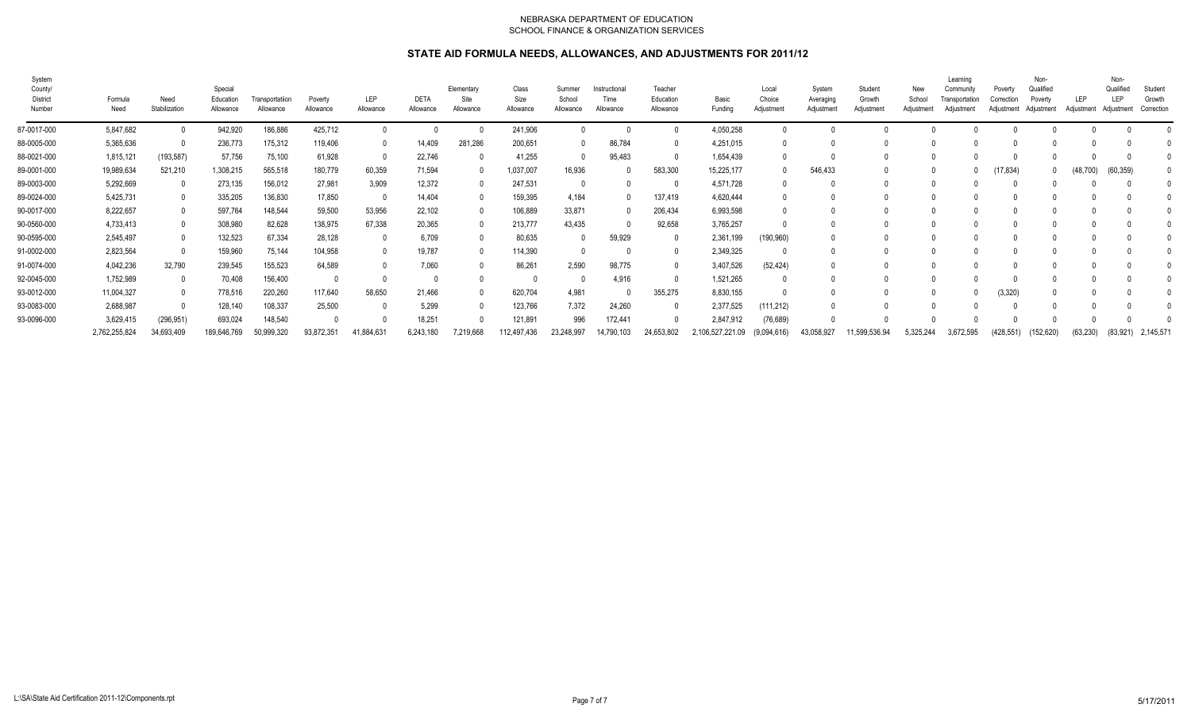NEBRASKA DEPARTMENT OF EDUCATION
SCHOOL FINANCE & ORGANIZATION SERVICES

# STATE AID FORMULA NEEDS, ALLOWANCES, AND ADJUSTMENTS FOR 2011/12

| System County/ District Number | Formula Need | Need Stabilization | Special Education Allowance | Transportation Allowance | Poverty Allowance | LEP Allowance | DETA Allowance | Elementary Site Allowance | Class Size Allowance | Summer School Allowance | Instructional Time Allowance | Teacher Education Allowance | Basic Funding | Local Choice Adjustment | System Averaging Adjustment | Student Growth Adjustment | New School Adjustment | Learning Community Transportation Adjustment | Poverty Correction Adjustment | Non-Qualified Poverty Adjustment | LEP Adjustment | Non-Qualified LEP Adjustment | Student Growth Correction |
|---|---|---|---|---|---|---|---|---|---|---|---|---|---|---|---|---|---|---|---|---|---|---|---|
| 87-0017-000 | 5,847,682 | 0 | 942,920 | 186,886 | 425,712 | 0 | 0 | 0 | 241,906 | 0 | 0 | 0 | 4,050,258 | 0 | 0 | 0 | 0 | 0 | 0 | 0 | 0 | 0 | 0 |
| 88-0005-000 | 5,365,636 | 0 | 236,773 | 175,312 | 119,406 | 0 | 14,409 | 281,286 | 200,651 | 0 | 86,784 | 0 | 4,251,015 | 0 | 0 | 0 | 0 | 0 | 0 | 0 | 0 | 0 | 0 |
| 88-0021-000 | 1,815,121 | (193,587) | 57,756 | 75,100 | 61,928 | 0 | 22,746 | 0 | 41,255 | 0 | 95,483 | 0 | 1,654,439 | 0 | 0 | 0 | 0 | 0 | 0 | 0 | 0 | 0 | 0 |
| 89-0001-000 | 19,989,634 | 521,210 | 1,308,215 | 565,518 | 180,779 | 60,359 | 71,594 | 0 | 1,037,007 | 16,936 | 0 | 583,300 | 15,225,177 | 0 | 546,433 | 0 | 0 | 0 | (17,834) | 0 | (48,700) | (60,359) | 0 |
| 89-0003-000 | 5,292,669 | 0 | 273,135 | 156,012 | 27,981 | 3,909 | 12,372 | 0 | 247,531 | 0 | 0 | 0 | 4,571,728 | 0 | 0 | 0 | 0 | 0 | 0 | 0 | 0 | 0 | 0 |
| 89-0024-000 | 5,425,731 | 0 | 335,205 | 136,830 | 17,850 | 0 | 14,404 | 0 | 159,395 | 4,184 | 0 | 137,419 | 4,620,444 | 0 | 0 | 0 | 0 | 0 | 0 | 0 | 0 | 0 | 0 |
| 90-0017-000 | 8,222,657 | 0 | 597,764 | 148,544 | 59,500 | 53,956 | 22,102 | 0 | 106,889 | 33,871 | 0 | 206,434 | 6,993,598 | 0 | 0 | 0 | 0 | 0 | 0 | 0 | 0 | 0 | 0 |
| 90-0560-000 | 4,733,413 | 0 | 308,980 | 82,628 | 138,975 | 67,338 | 20,365 | 0 | 213,777 | 43,435 | 0 | 92,658 | 3,765,257 | 0 | 0 | 0 | 0 | 0 | 0 | 0 | 0 | 0 | 0 |
| 90-0595-000 | 2,545,497 | 0 | 132,523 | 67,334 | 28,128 | 0 | 6,709 | 0 | 80,635 | 0 | 59,929 | 0 | 2,361,199 | (190,960) | 0 | 0 | 0 | 0 | 0 | 0 | 0 | 0 | 0 |
| 91-0002-000 | 2,823,564 | 0 | 159,960 | 75,144 | 104,958 | 0 | 19,787 | 0 | 114,390 | 0 | 0 | 0 | 2,349,325 | 0 | 0 | 0 | 0 | 0 | 0 | 0 | 0 | 0 | 0 |
| 91-0074-000 | 4,042,236 | 32,790 | 239,545 | 155,523 | 64,589 | 0 | 7,060 | 0 | 86,261 | 2,590 | 98,775 | 0 | 3,407,526 | (52,424) | 0 | 0 | 0 | 0 | 0 | 0 | 0 | 0 | 0 |
| 92-0045-000 | 1,752,989 | 0 | 70,408 | 156,400 | 0 | 0 | 0 | 0 | 0 | 0 | 4,916 | 0 | 1,521,265 | 0 | 0 | 0 | 0 | 0 | 0 | 0 | 0 | 0 | 0 |
| 93-0012-000 | 11,004,327 | 0 | 778,516 | 220,260 | 117,640 | 58,650 | 21,466 | 0 | 620,704 | 4,981 | 0 | 355,275 | 8,830,155 | 0 | 0 | 0 | 0 | 0 | (3,320) | 0 | 0 | 0 | 0 |
| 93-0083-000 | 2,688,987 | 0 | 128,140 | 108,337 | 25,500 | 0 | 5,299 | 0 | 123,766 | 7,372 | 24,260 | 0 | 2,377,525 | (111,212) | 0 | 0 | 0 | 0 | 0 | 0 | 0 | 0 | 0 |
| 93-0096-000 | 3,629,415 | (296,951) | 693,024 | 148,540 | 0 | 0 | 18,251 | 0 | 121,891 | 996 | 172,441 | 0 | 2,847,912 | (76,689) | 0 | 0 | 0 | 0 | 0 | 0 | 0 | 0 | 0 |
| | 2,762,255,824 | 34,693,409 | 189,646,769 | 50,999,320 | 93,872,351 | 41,884,631 | 6,243,180 | 7,219,668 | 112,497,436 | 23,248,997 | 14,790,103 | 24,653,802 | 2,106,527,221.09 | (9,094,616) | 43,058,927 | 11,599,536.94 | 5,325,244 | 3,672,595 | (428,551) | (152,620) | (63,230) | (83,921) | 2,145,571 |

L:\SA\State Aid Certification 2011-12\Components.rpt 5/17/2011